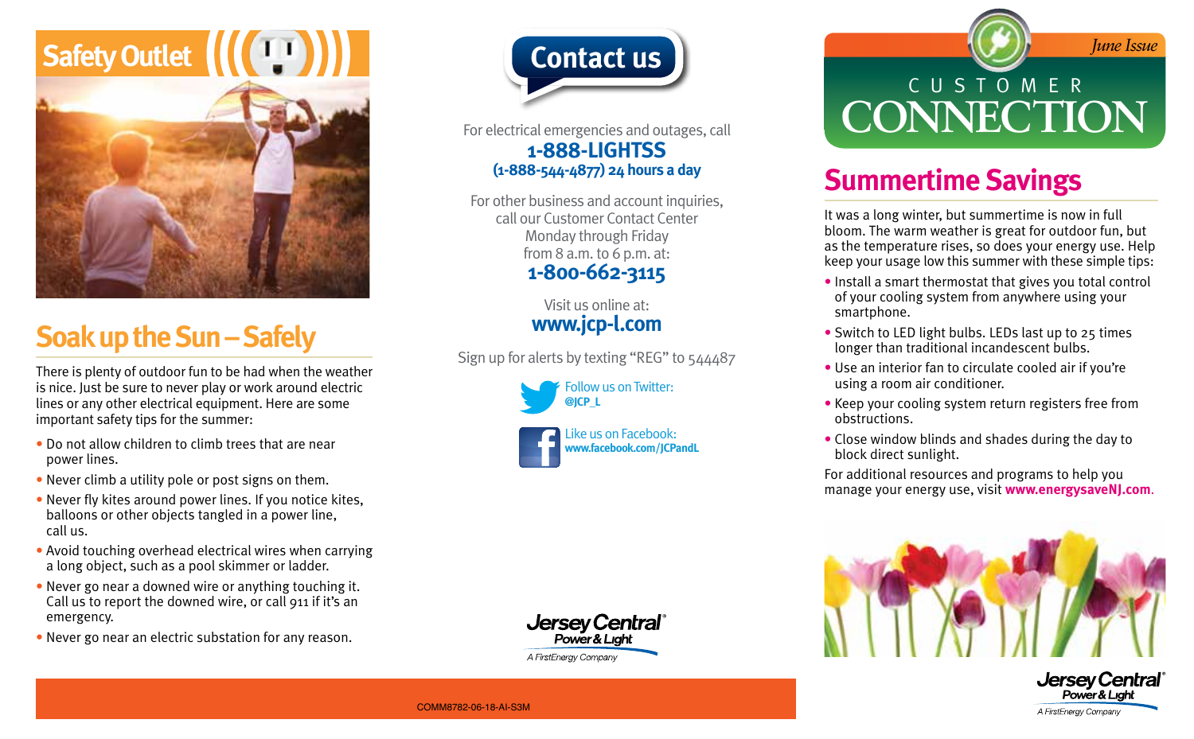# Safety Outlet

## Soak up the Sun – Safely

There is plenty of outdoor fun to be had when the weather is nice. Just be sure to never play or work around electric lines or any other electrical equipment. Here are some important safety tips for the summer:

- Do not allow children to climb trees that are near power lines.
- Never climb a utility pole or post signs on them.
- Never fly kites around power lines. If you notice kites, balloons or other objects tangled in a power line, call us.
- Avoid touching overhead electrical wires when carrying a long object, such as a pool skimmer or ladder.
- Never go near a downed wire or anything touching it. Call us to report the downed wire, or call 911 if it's an emergency.
- Never go near an electric substation for any reason.

# Contact us

For electrical emergencies and outages, call

**1-888-LIGHTSS**

**(1-888-544-4877) 24 hours a day**

For other business and account inquiries, call our Customer Contact Center Monday through Friday from 8 a.m. to 6 p.m. at:

**1-800-662-3115**

Visit us online at:

**www.jcp-l.com**

Sign up for alerts by texting "REG" to 544487

Follow us on Twitter:
**@JCP_L**

Like us on Facebook:
**www.facebook.com/JCPandL**

Jersey Central Power & Light
A FirstEnergy Company

COMM8782-06-18-AI-S3M

*June Issue*

# CUSTOMER CONNECTION

## Summertime Savings

It was a long winter, but summertime is now in full bloom. The warm weather is great for outdoor fun, but as the temperature rises, so does your energy use. Help keep your usage low this summer with these simple tips:

- Install a smart thermostat that gives you total control of your cooling system from anywhere using your smartphone.
- Switch to LED light bulbs. LEDs last up to 25 times longer than traditional incandescent bulbs.
- Use an interior fan to circulate cooled air if you're using a room air conditioner.
- Keep your cooling system return registers free from obstructions.
- Close window blinds and shades during the day to block direct sunlight.

For additional resources and programs to help you manage your energy use, visit **www.energysaveNJ.com**.

Jersey Central Power & Light
A FirstEnergy Company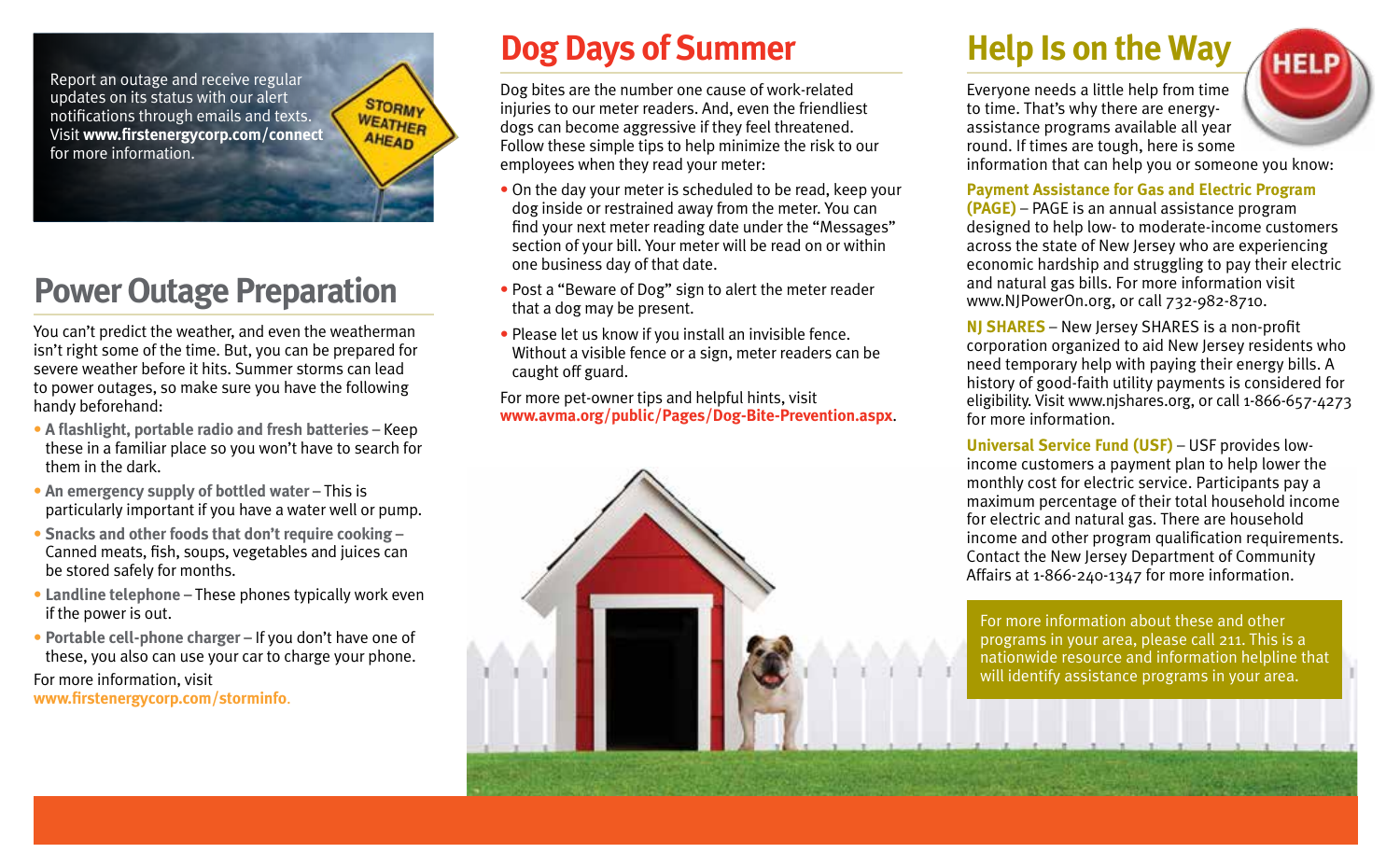Report an outage and receive regular updates on its status with our alert notifications through emails and texts. Visit **www.firstenergycorp.com/connect** for more information.

## Power Outage Preparation

You can't predict the weather, and even the weatherman isn't right some of the time. But, you can be prepared for severe weather before it hits. Summer storms can lead to power outages, so make sure you have the following handy beforehand:

- **A flashlight, portable radio and fresh batteries** – Keep these in a familiar place so you won't have to search for them in the dark.
- **An emergency supply of bottled water** – This is particularly important if you have a water well or pump.
- **Snacks and other foods that don't require cooking** – Canned meats, fish, soups, vegetables and juices can be stored safely for months.
- **Landline telephone** – These phones typically work even if the power is out.
- **Portable cell-phone charger** – If you don't have one of these, you also can use your car to charge your phone.

For more information, visit **www.firstenergycorp.com/storminfo**.

## Dog Days of Summer

Dog bites are the number one cause of work-related injuries to our meter readers. And, even the friendliest dogs can become aggressive if they feel threatened. Follow these simple tips to help minimize the risk to our employees when they read your meter:

- On the day your meter is scheduled to be read, keep your dog inside or restrained away from the meter. You can find your next meter reading date under the "Messages" section of your bill. Your meter will be read on or within one business day of that date.
- Post a "Beware of Dog" sign to alert the meter reader that a dog may be present.
- Please let us know if you install an invisible fence. Without a visible fence or a sign, meter readers can be caught off guard.

For more pet-owner tips and helpful hints, visit **www.avma.org/public/Pages/Dog-Bite-Prevention.aspx**.

## Help Is on the Way

Everyone needs a little help from time to time. That's why there are energy-assistance programs available all year round. If times are tough, here is some information that can help you or someone you know:

**Payment Assistance for Gas and Electric Program (PAGE)** – PAGE is an annual assistance program designed to help low- to moderate-income customers across the state of New Jersey who are experiencing economic hardship and struggling to pay their electric and natural gas bills. For more information visit www.NJPowerOn.org, or call 732-982-8710.

**NJ SHARES** – New Jersey SHARES is a non-profit corporation organized to aid New Jersey residents who need temporary help with paying their energy bills. A history of good-faith utility payments is considered for eligibility. Visit www.njshares.org, or call 1-866-657-4273 for more information.

**Universal Service Fund (USF)** – USF provides low-income customers a payment plan to help lower the monthly cost for electric service. Participants pay a maximum percentage of their total household income for electric and natural gas. There are household income and other program qualification requirements. Contact the New Jersey Department of Community Affairs at 1-866-240-1347 for more information.

For more information about these and other programs in your area, please call 211. This is a nationwide resource and information helpline that will identify assistance programs in your area.